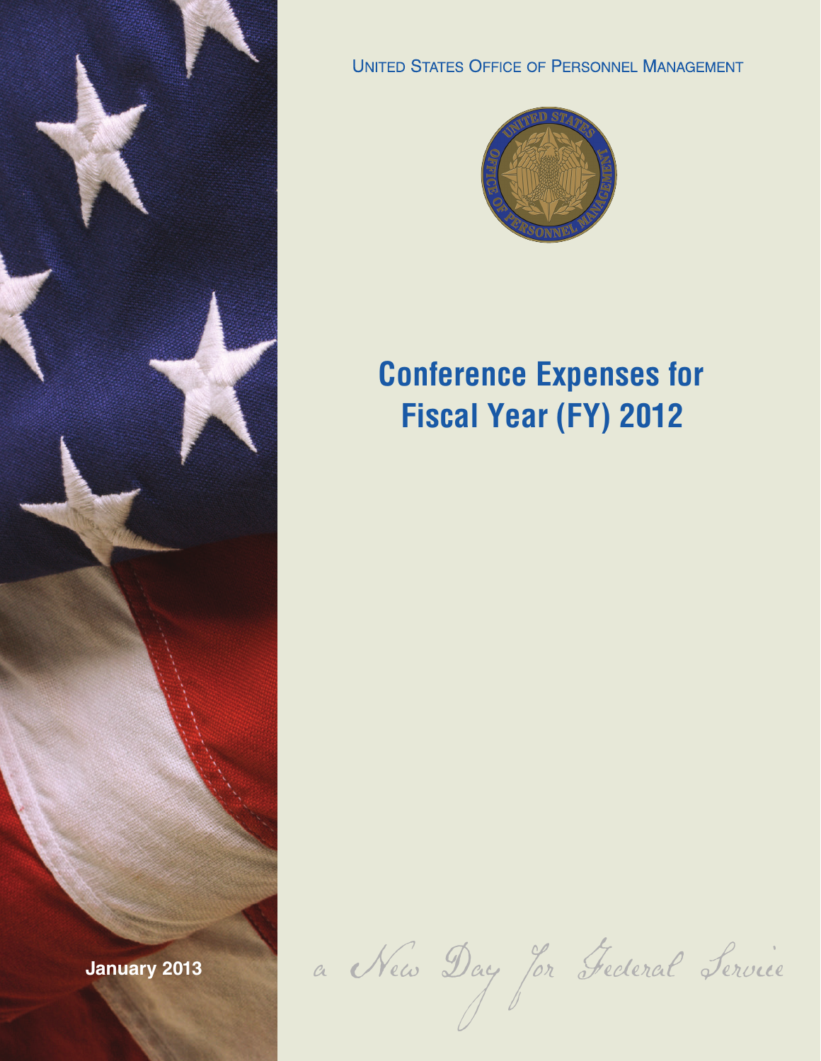United States Office of Personnel Management

# Conference Expenses for Fiscal Year (FY) 2012

**January 2013**

*a New Day for Federal Service*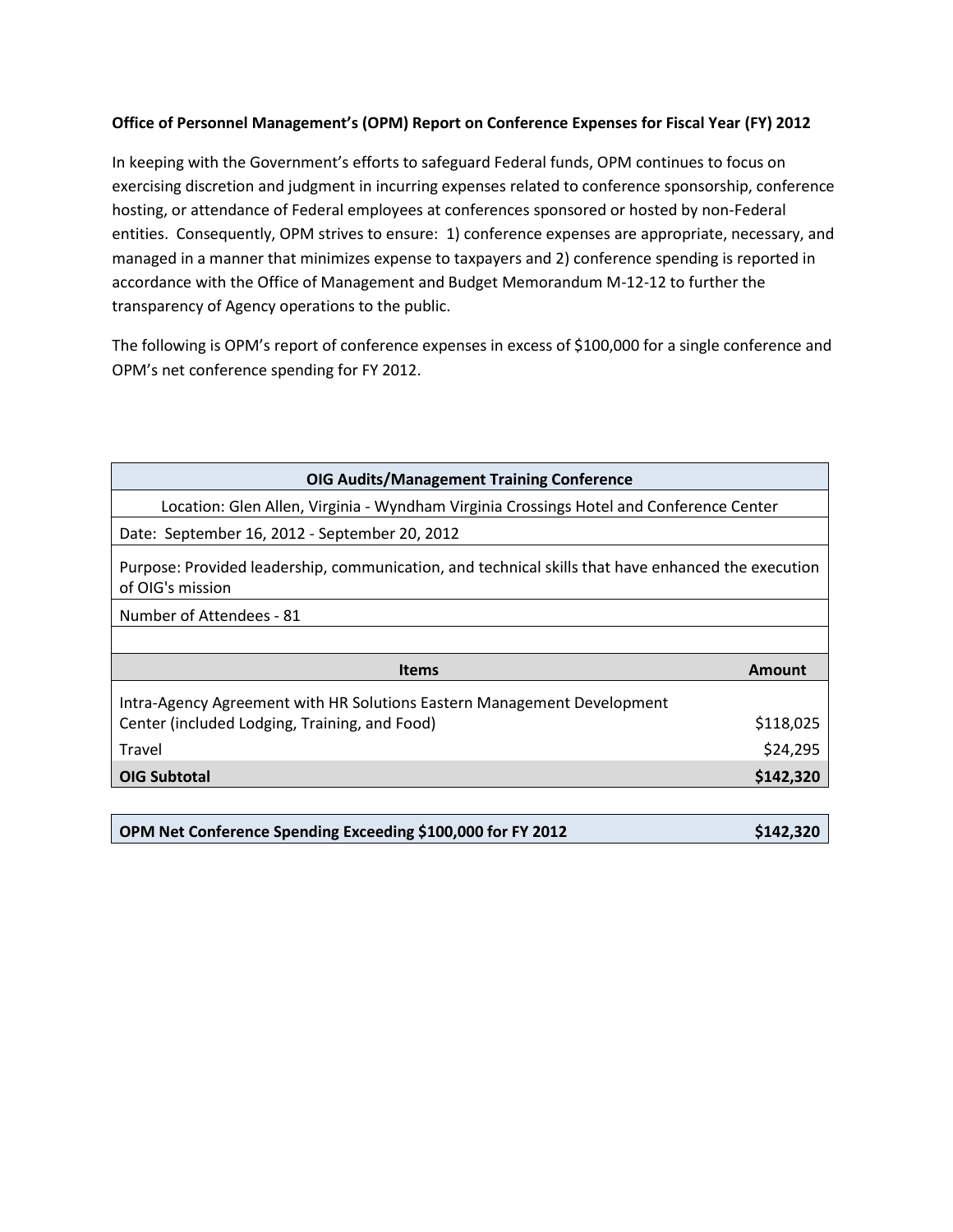**Office of Personnel Management's (OPM) Report on Conference Expenses for Fiscal Year (FY) 2012**

In keeping with the Government's efforts to safeguard Federal funds, OPM continues to focus on exercising discretion and judgment in incurring expenses related to conference sponsorship, conference hosting, or attendance of Federal employees at conferences sponsored or hosted by non-Federal entities. Consequently, OPM strives to ensure: 1) conference expenses are appropriate, necessary, and managed in a manner that minimizes expense to taxpayers and 2) conference spending is reported in accordance with the Office of Management and Budget Memorandum M-12-12 to further the transparency of Agency operations to the public.

The following is OPM's report of conference expenses in excess of $100,000 for a single conference and OPM's net conference spending for FY 2012.

| **OIG Audits/Management Training Conference** | |
|---|---|
| Location: Glen Allen, Virginia - Wyndham Virginia Crossings Hotel and Conference Center | |
| Date: September 16, 2012 - September 20, 2012 | |
| Purpose: Provided leadership, communication, and technical skills that have enhanced the execution of OIG's mission | |
| Number of Attendees - 81 | |
| | |
| **Items** | **Amount** |
| Intra-Agency Agreement with HR Solutions Eastern Management Development Center (included Lodging, Training, and Food) | $118,025 |
| Travel | $24,295 |
| **OIG Subtotal** | **$142,320** |

| **OPM Net Conference Spending Exceeding $100,000 for FY 2012** | **$142,320** |
|---|---|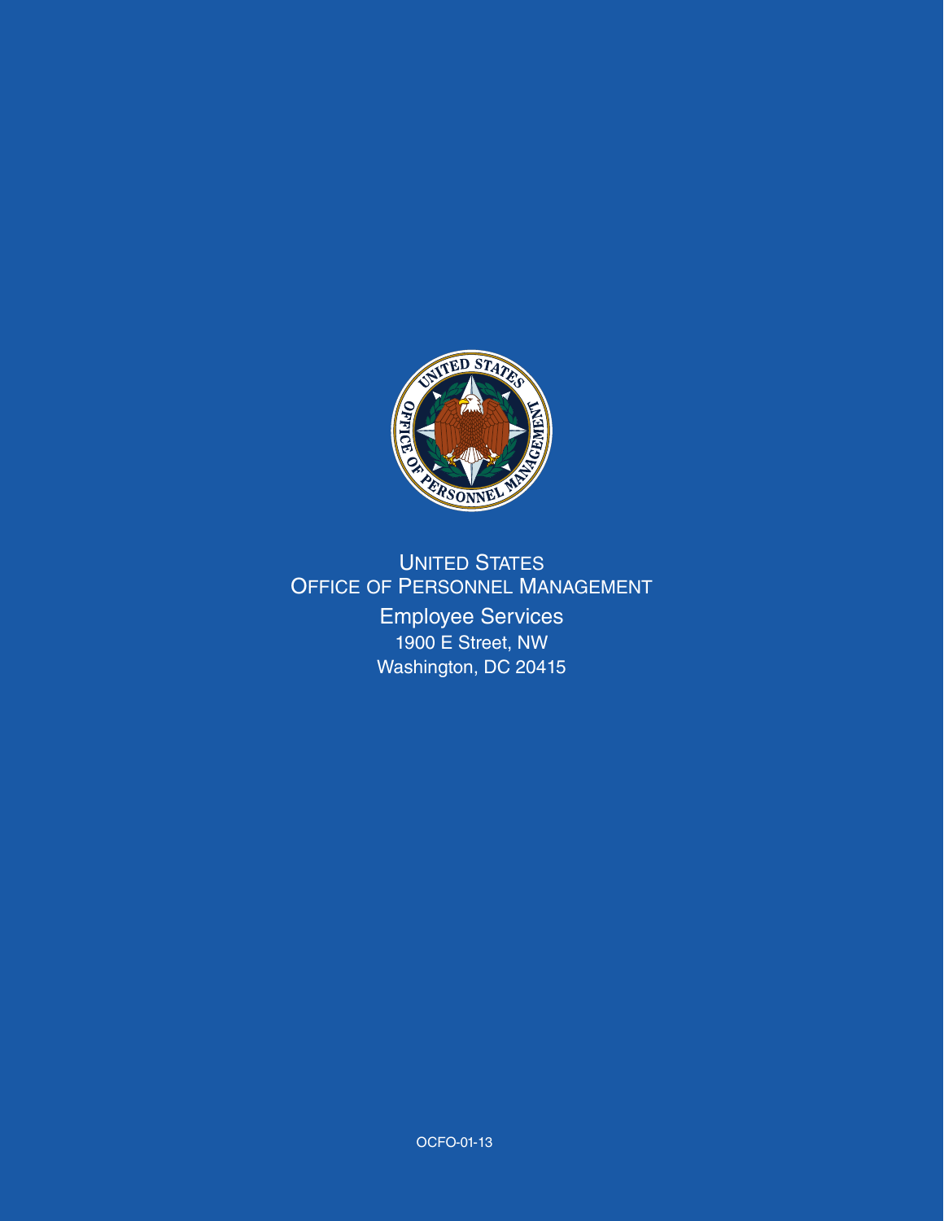United States
Office of Personnel Management

Employee Services

1900 E Street, NW

Washington, DC 20415

OCFO-01-13